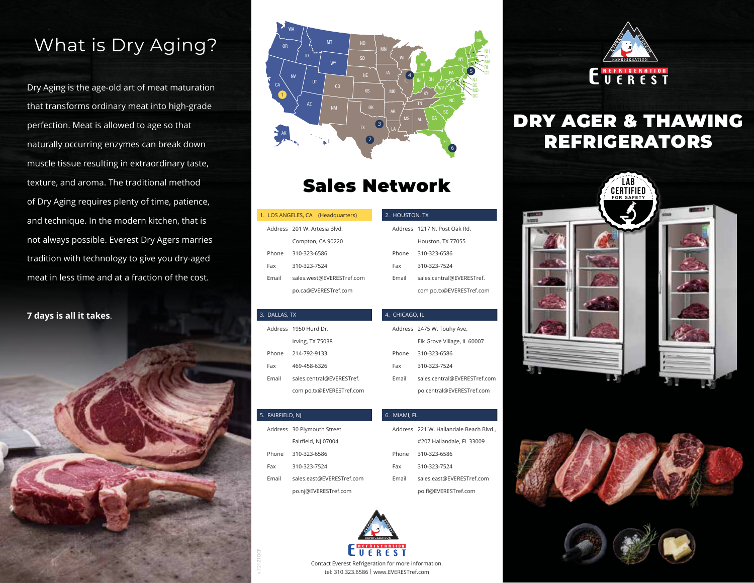# What is Dry Aging?

Dry Aging is the age-old art of meat maturation that transforms ordinary meat into high-grade perfection. Meat is allowed to age so that naturally occurring enzymes can break down muscle tissue resulting in extraordinary taste, texture, and aroma. The traditional method of Dry Aging requires plenty of time, patience, and technique. In the modern kitchen, that is not always possible. Everest Dry Agers marries tradition with technology to give you dry-aged meat in less time and at a fraction of the cost.

**7 days is all it takes**.

# Sales Network

**1. LOS ANGELES, CA (Headquarters)**

| | |
|---|---|
| Address | 201 W. Artesia Blvd. Compton, CA 90220 |
| Phone | 310-323-6586 |
| Fax | 310-323-7524 |
| Email | sales.west@EVERESTref.com po.ca@EVERESTref.com |

**2. HOUSTON, TX**

| | |
|---|---|
| Address | 1217 N. Post Oak Rd. Houston, TX 77055 |
| Phone | 310-323-6586 |
| Fax | 310-323-7524 |
| Email | sales.central@EVERESTref.com po.tx@EVERESTref.com |

**3. DALLAS, TX**

| | |
|---|---|
| Address | 1950 Hurd Dr. Irving, TX 75038 |
| Phone | 214-792-9133 |
| Fax | 469-458-6326 |
| Email | sales.central@EVERESTref.com po.tx@EVERESTref.com |

**4. CHICAGO, IL**

| | |
|---|---|
| Address | 2475 W. Touhy Ave. Elk Grove Village, IL 60007 |
| Phone | 310-323-6586 |
| Fax | 310-323-7524 |
| Email | sales.central@EVERESTref.com po.central@EVERESTref.com |

**5. FAIRFIELD, NJ**

| | |
|---|---|
| Address | 30 Plymouth Street Fairfield, NJ 07004 |
| Phone | 310-323-6586 |
| Fax | 310-323-7524 |
| Email | sales.east@EVERESTref.com po.nj@EVERESTref.com |

**6. MIAMI, FL**

| | |
|---|---|
| Address | 221 W. Hallandale Beach Blvd., #207 Hallandale, FL 33009 |
| Phone | 310-323-6586 |
| Fax | 310-323-7524 |
| Email | sales.east@EVERESTref.com po.fl@EVERESTref.com |

Contact Everest Refrigeration for more information.
tel: 310.323.6586 | www.EVERESTref.com

v.12121QCP

# DRY AGER & THAWING REFRIGERATORS

LAB CERTIFIED FOR SAFETY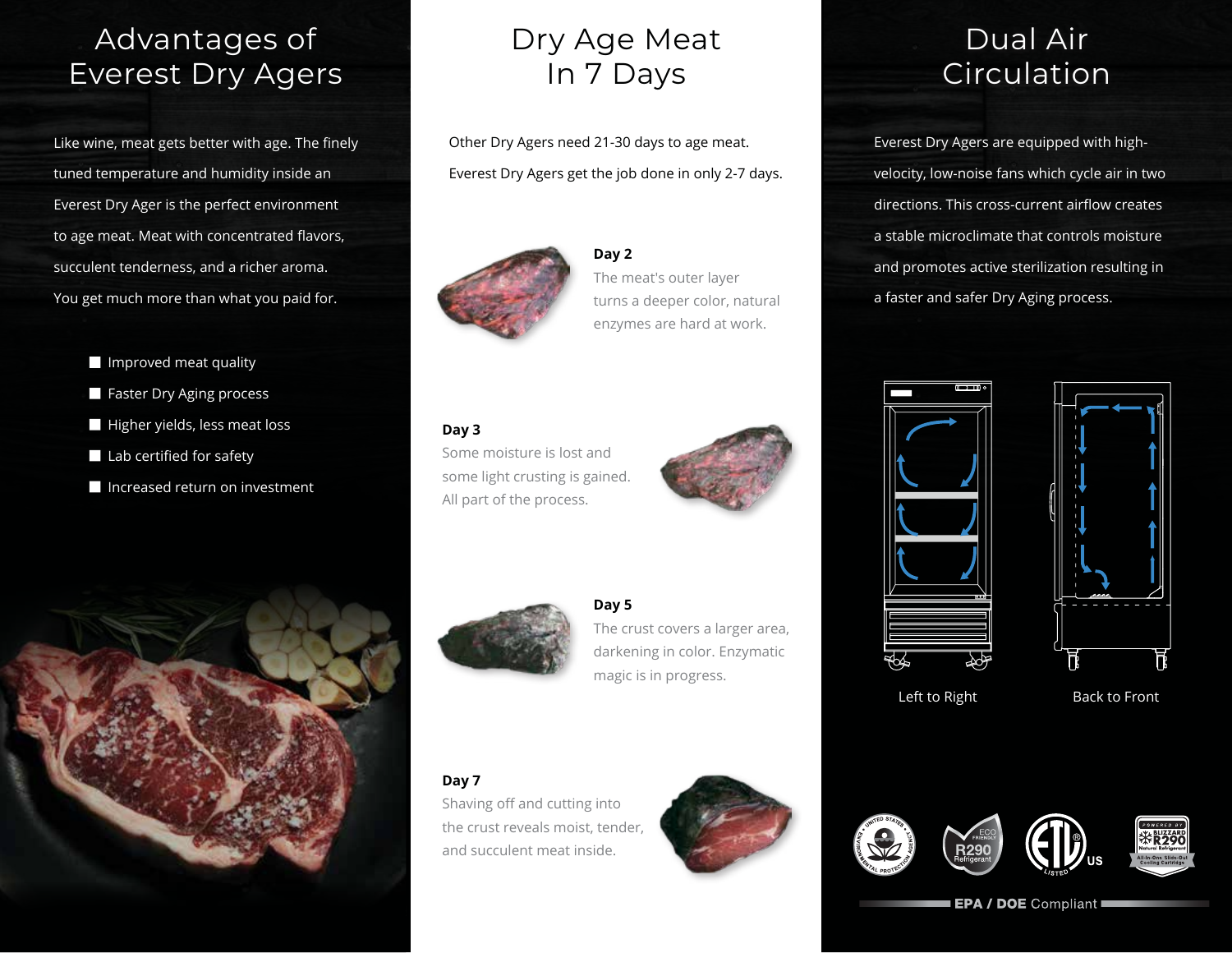# Advantages of Everest Dry Agers

Like wine, meat gets better with age. The finely tuned temperature and humidity inside an Everest Dry Ager is the perfect environment to age meat. Meat with concentrated flavors, succulent tenderness, and a richer aroma. You get much more than what you paid for.

- Improved meat quality
- Faster Dry Aging process
- Higher yields, less meat loss
- Lab certified for safety
- Increased return on investment

# Dry Age Meat In 7 Days

Other Dry Agers need 21-30 days to age meat.

Everest Dry Agers get the job done in only 2-7 days.

**Day 2**
The meat's outer layer turns a deeper color, natural enzymes are hard at work.

**Day 3**
Some moisture is lost and some light crusting is gained. All part of the process.

**Day 5**
The crust covers a larger area, darkening in color. Enzymatic magic is in progress.

**Day 7**
Shaving off and cutting into the crust reveals moist, tender, and succulent meat inside.

# Dual Air Circulation

Everest Dry Agers are equipped with high-velocity, low-noise fans which cycle air in two directions. This cross-current airflow creates a stable microclimate that controls moisture and promotes active sterilization resulting in a faster and safer Dry Aging process.

Left to Right

Back to Front

**EPA / DOE** Compliant